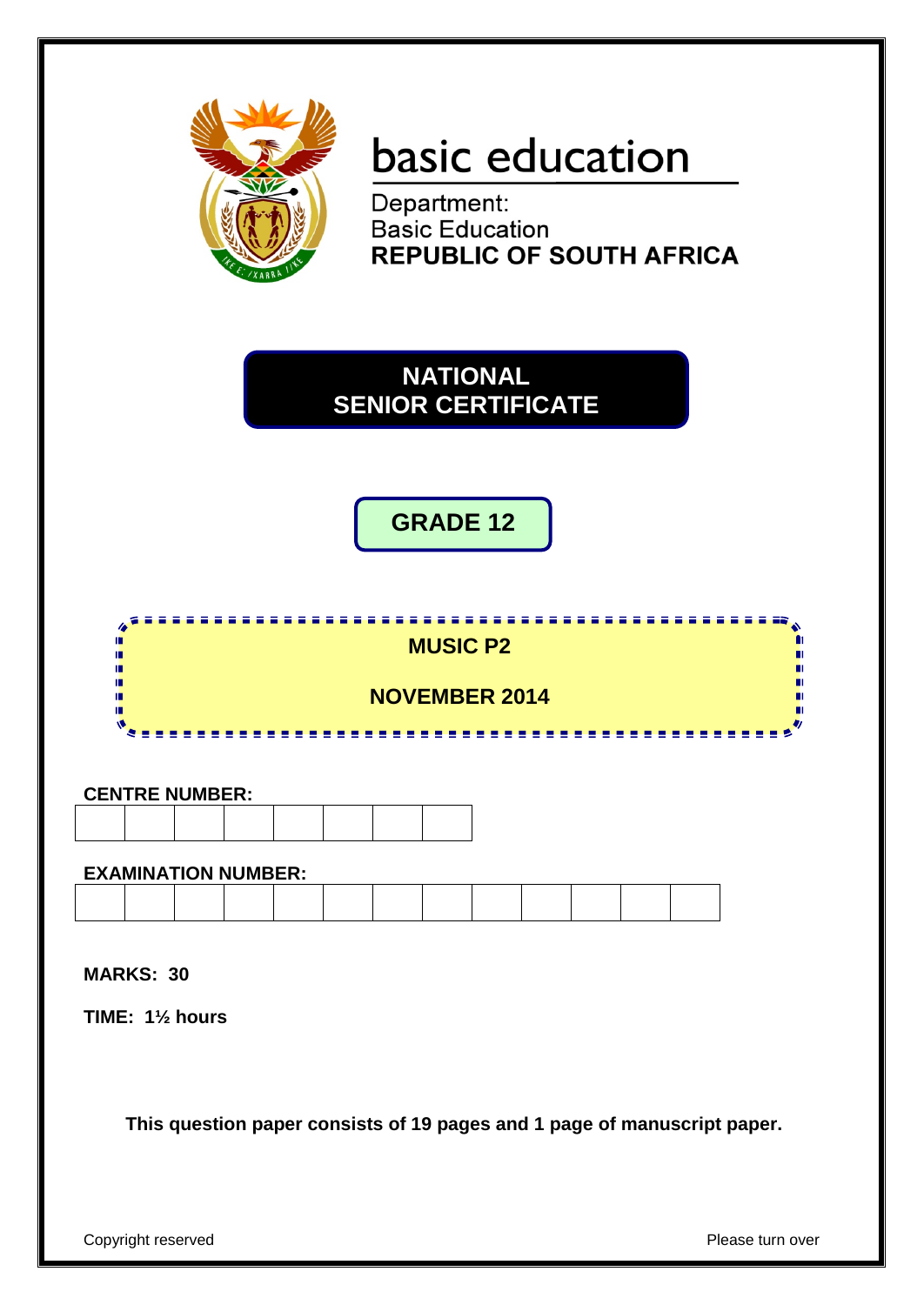basic education

Department:
Basic Education
**REPUBLIC OF SOUTH AFRICA**

# NATIONAL SENIOR CERTIFICATE

## GRADE 12

## MUSIC P2

## NOVEMBER 2014

**CENTRE NUMBER:**

| | | | | | | | |
|---|---|---|---|---|---|---|---|
| | | | | | | | |

**EXAMINATION NUMBER:**

| | | | | | | | | | | | | |
|---|---|---|---|---|---|---|---|---|---|---|---|---|
| | | | | | | | | | | | | |

**MARKS: 30**

**TIME: 1½ hours**

**This question paper consists of 19 pages and 1 page of manuscript paper.**

Copyright reserved

Please turn over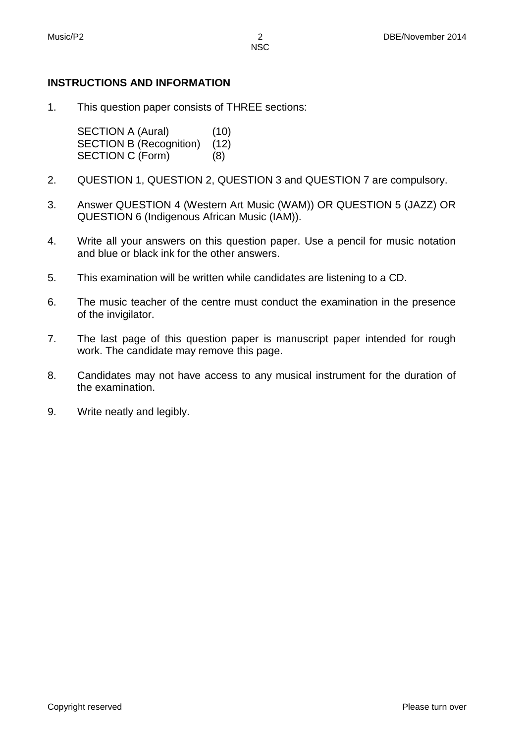**INSTRUCTIONS AND INFORMATION**

1. This question paper consists of THREE sections:

   SECTION A (Aural) (10)
   SECTION B (Recognition) (12)
   SECTION C (Form) (8)

2. QUESTION 1, QUESTION 2, QUESTION 3 and QUESTION 7 are compulsory.

3. Answer QUESTION 4 (Western Art Music (WAM)) OR QUESTION 5 (JAZZ) OR QUESTION 6 (Indigenous African Music (IAM)).

4. Write all your answers on this question paper. Use a pencil for music notation and blue or black ink for the other answers.

5. This examination will be written while candidates are listening to a CD.

6. The music teacher of the centre must conduct the examination in the presence of the invigilator.

7. The last page of this question paper is manuscript paper intended for rough work. The candidate may remove this page.

8. Candidates may not have access to any musical instrument for the duration of the examination.

9. Write neatly and legibly.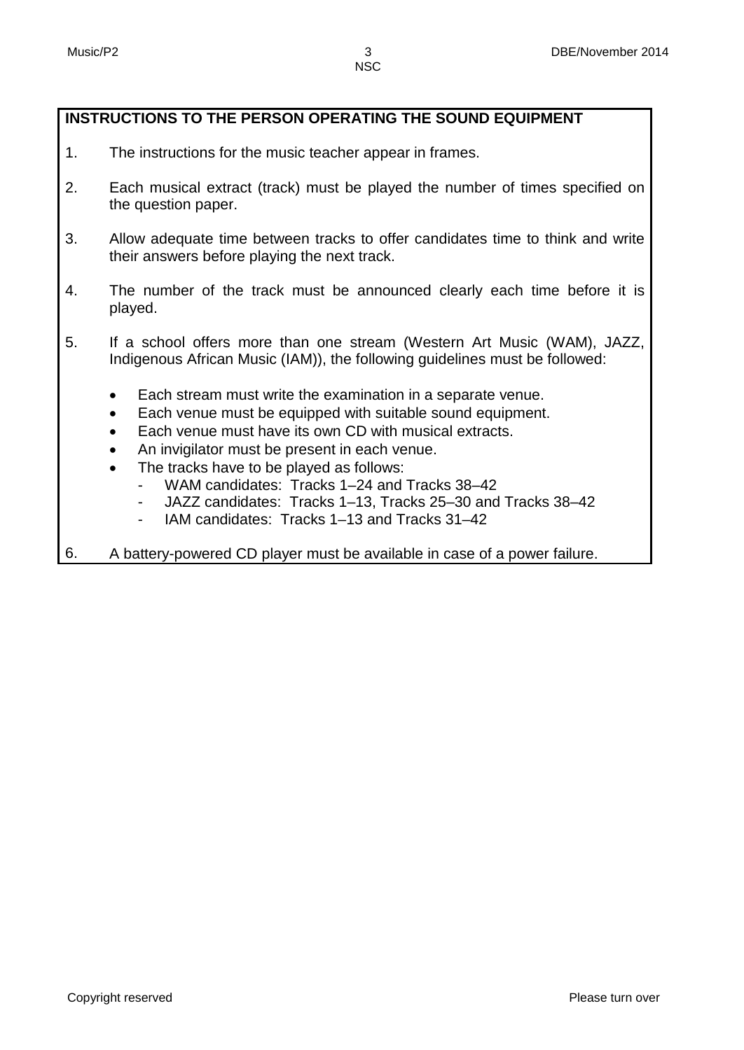**INSTRUCTIONS TO THE PERSON OPERATING THE SOUND EQUIPMENT**

1. The instructions for the music teacher appear in frames.

2. Each musical extract (track) must be played the number of times specified on the question paper.

3. Allow adequate time between tracks to offer candidates time to think and write their answers before playing the next track.

4. The number of the track must be announced clearly each time before it is played.

5. If a school offers more than one stream (Western Art Music (WAM), JAZZ, Indigenous African Music (IAM)), the following guidelines must be followed:

   - Each stream must write the examination in a separate venue.
   - Each venue must be equipped with suitable sound equipment.
   - Each venue must have its own CD with musical extracts.
   - An invigilator must be present in each venue.
   - The tracks have to be played as follows:
     - WAM candidates: Tracks 1–24 and Tracks 38–42
     - JAZZ candidates: Tracks 1–13, Tracks 25–30 and Tracks 38–42
     - IAM candidates: Tracks 1–13 and Tracks 31–42

6. A battery-powered CD player must be available in case of a power failure.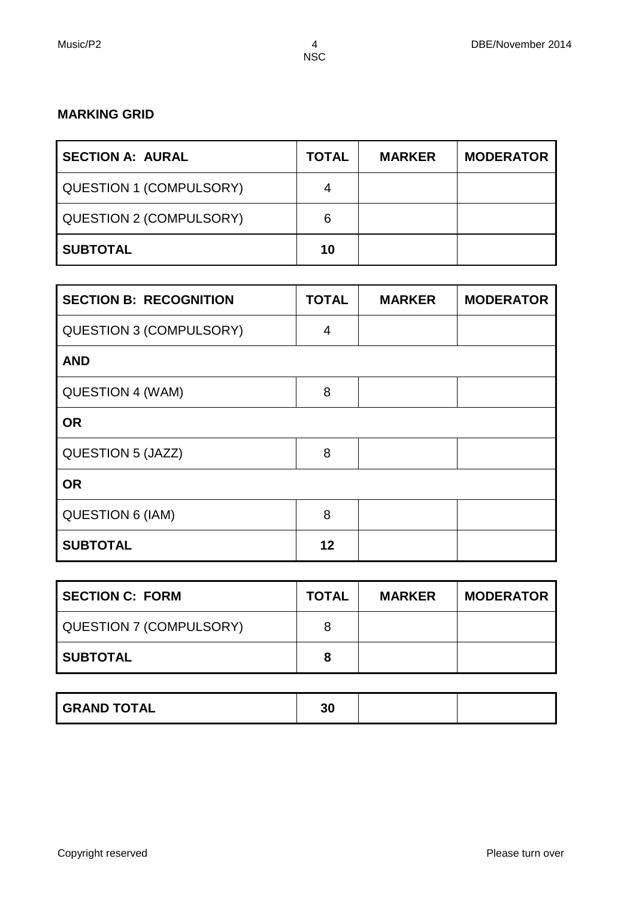## MARKING GRID

| SECTION A: AURAL | TOTAL | MARKER | MODERATOR |
|---|---|---|---|
| QUESTION 1 (COMPULSORY) | 4 | | |
| QUESTION 2 (COMPULSORY) | 6 | | |
| **SUBTOTAL** | **10** | | |

| SECTION B: RECOGNITION | TOTAL | MARKER | MODERATOR |
|---|---|---|---|
| QUESTION 3 (COMPULSORY) | 4 | | |
| **AND** | | | |
| QUESTION 4 (WAM) | 8 | | |
| **OR** | | | |
| QUESTION 5 (JAZZ) | 8 | | |
| **OR** | | | |
| QUESTION 6 (IAM) | 8 | | |
| **SUBTOTAL** | **12** | | |

| SECTION C: FORM | TOTAL | MARKER | MODERATOR |
|---|---|---|---|
| QUESTION 7 (COMPULSORY) | 8 | | |
| **SUBTOTAL** | **8** | | |

| GRAND TOTAL | 30 | | |
|---|---|---|---|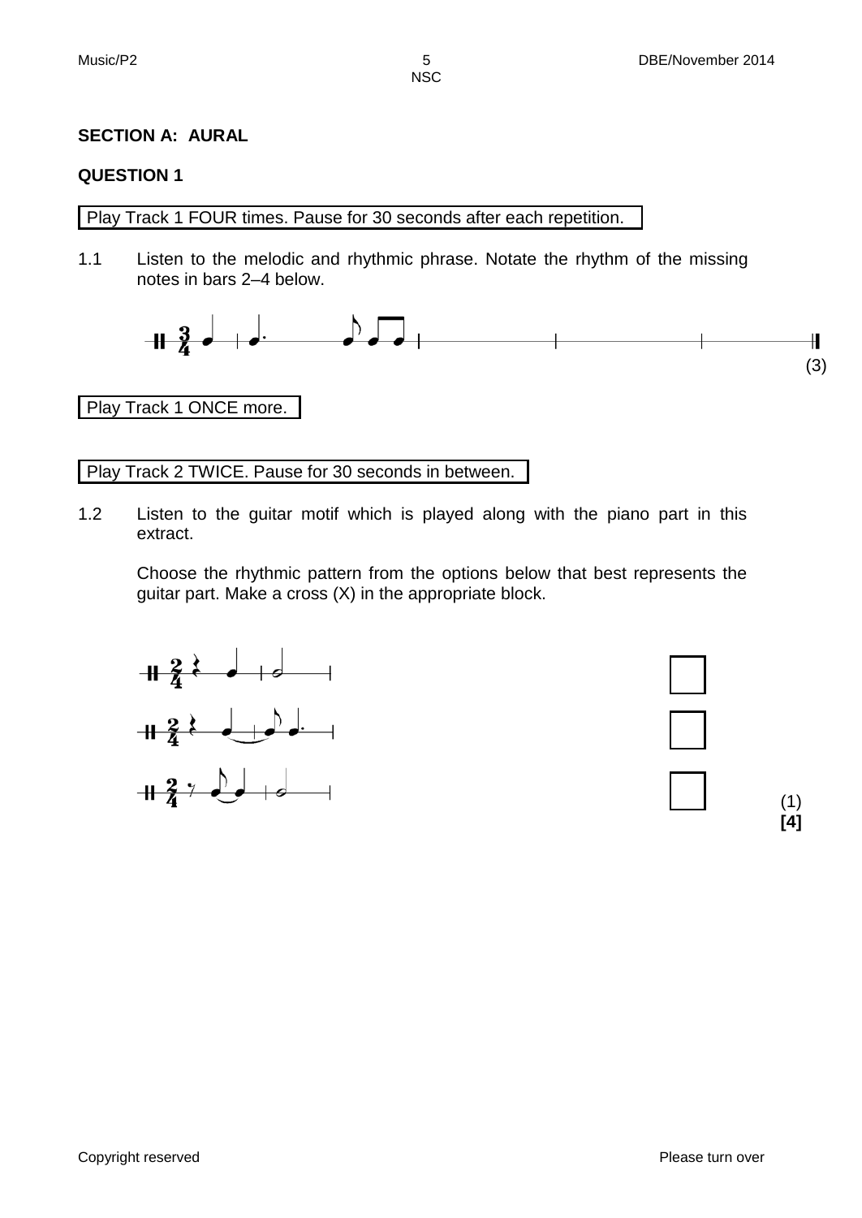## SECTION A: AURAL

### QUESTION 1

Play Track 1 FOUR times. Pause for 30 seconds after each repetition.

1.1 Listen to the melodic and rhythmic phrase. Notate the rhythm of the missing notes in bars 2–4 below.

(3)

Play Track 1 ONCE more.

Play Track 2 TWICE. Pause for 30 seconds in between.

1.2 Listen to the guitar motif which is played along with the piano part in this extract.

Choose the rhythmic pattern from the options below that best represents the guitar part. Make a cross (X) in the appropriate block.

(1)

**[4]**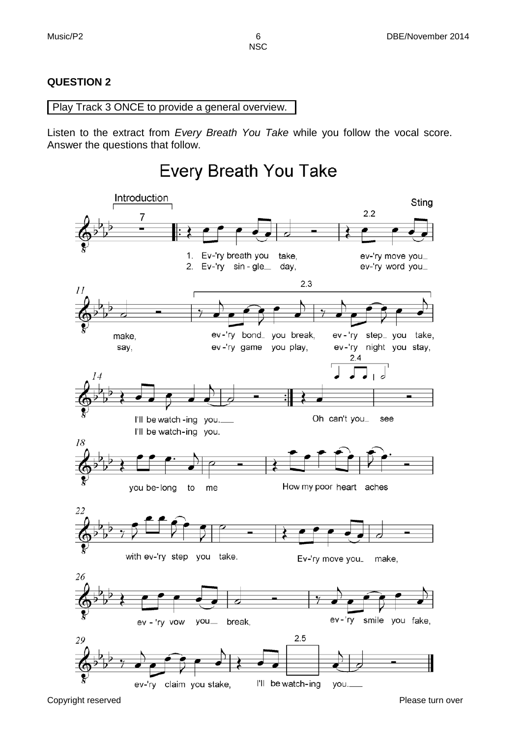**QUESTION 2**

| Play Track 3 ONCE to provide a general overview. |
|---|

Listen to the extract from *Every Breath You Take* while you follow the vocal score. Answer the questions that follow.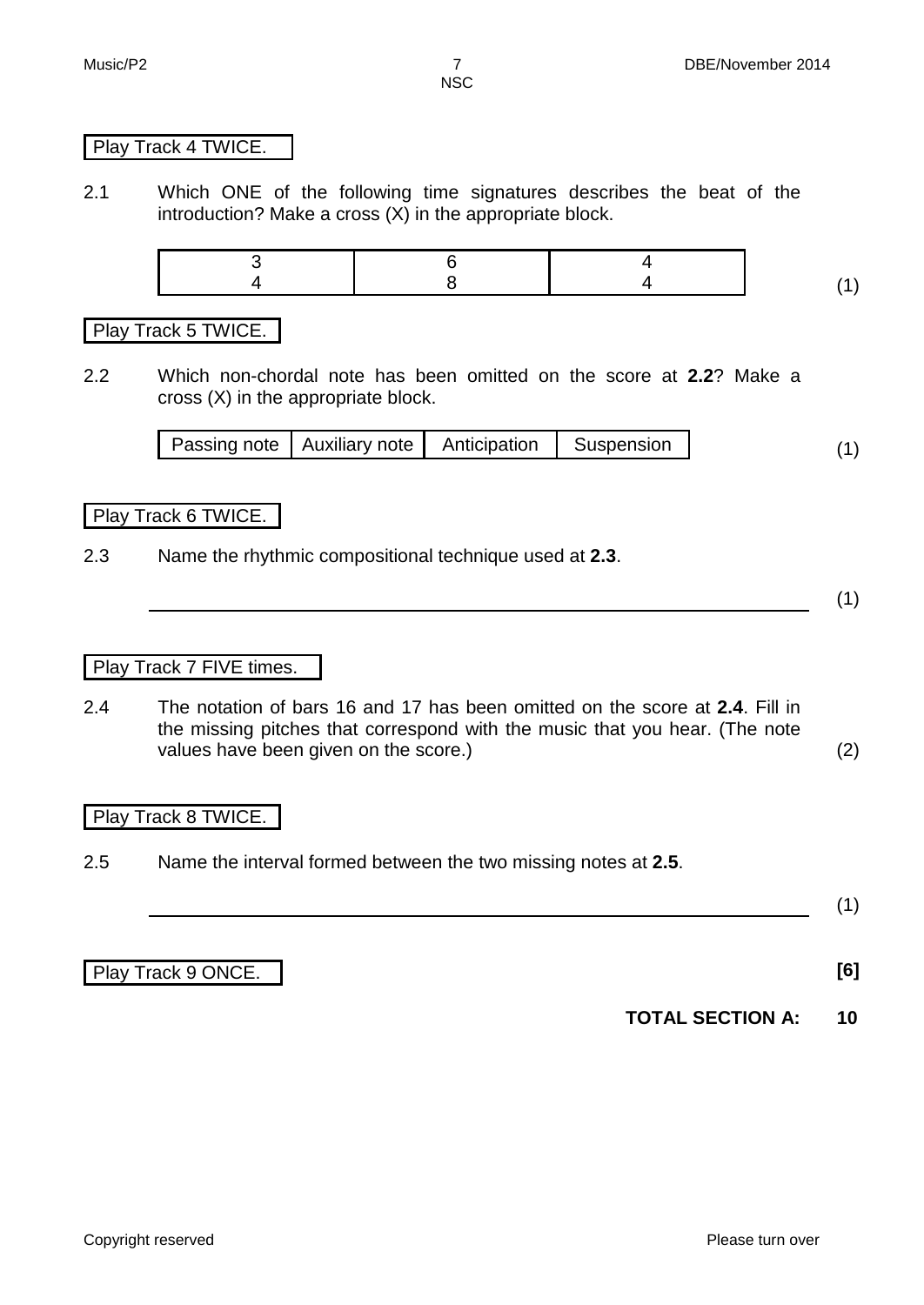Play Track 4 TWICE.

2.1 Which ONE of the following time signatures describes the beat of the introduction? Make a cross (X) in the appropriate block.

| $\frac{3}{4}$ | $\frac{6}{8}$ | $\frac{4}{4}$ |
|---|---|---|

(1)

Play Track 5 TWICE.

2.2 Which non-chordal note has been omitted on the score at **2.2**? Make a cross (X) in the appropriate block.

| Passing note | Auxiliary note | Anticipation | Suspension |
|---|---|---|---|

(1)

Play Track 6 TWICE.

2.3 Name the rhythmic compositional technique used at **2.3**.

______________________________________________________________ (1)

Play Track 7 FIVE times.

2.4 The notation of bars 16 and 17 has been omitted on the score at **2.4**. Fill in the missing pitches that correspond with the music that you hear. (The note values have been given on the score.) (2)

Play Track 8 TWICE.

2.5 Name the interval formed between the two missing notes at **2.5**.

______________________________________________________________ (1)

Play Track 9 ONCE.

**[6]**

**TOTAL SECTION A: 10**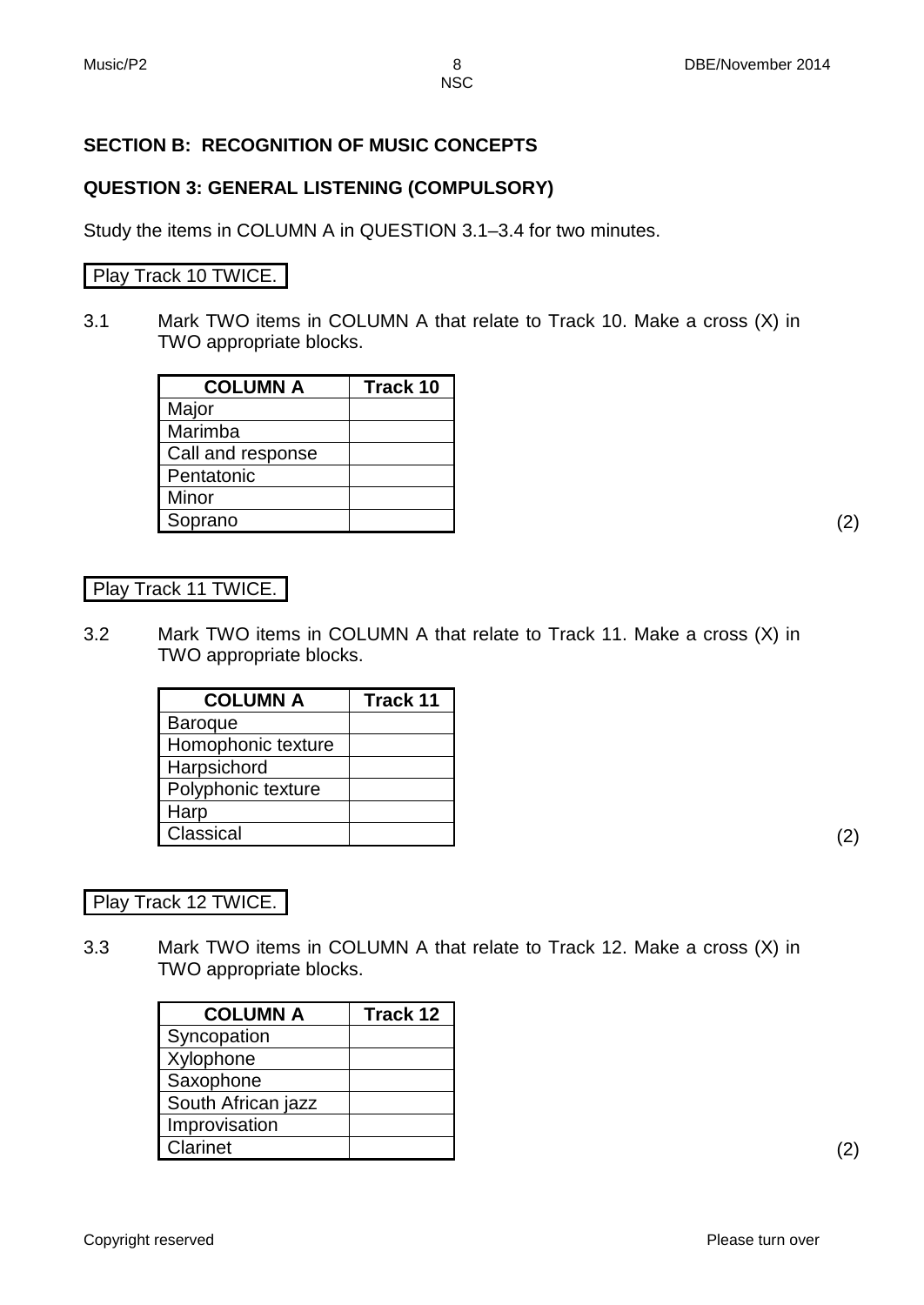## SECTION B: RECOGNITION OF MUSIC CONCEPTS

### QUESTION 3: GENERAL LISTENING (COMPULSORY)

Study the items in COLUMN A in QUESTION 3.1–3.4 for two minutes.

Play Track 10 TWICE.

3.1 Mark TWO items in COLUMN A that relate to Track 10. Make a cross (X) in TWO appropriate blocks.

| COLUMN A | Track 10 |
|---|---|
| Major | |
| Marimba | |
| Call and response | |
| Pentatonic | |
| Minor | |
| Soprano | |

(2)

Play Track 11 TWICE.

3.2 Mark TWO items in COLUMN A that relate to Track 11. Make a cross (X) in TWO appropriate blocks.

| COLUMN A | Track 11 |
|---|---|
| Baroque | |
| Homophonic texture | |
| Harpsichord | |
| Polyphonic texture | |
| Harp | |
| Classical | |

(2)

Play Track 12 TWICE.

3.3 Mark TWO items in COLUMN A that relate to Track 12. Make a cross (X) in TWO appropriate blocks.

| COLUMN A | Track 12 |
|---|---|
| Syncopation | |
| Xylophone | |
| Saxophone | |
| South African jazz | |
| Improvisation | |
| Clarinet | |

(2)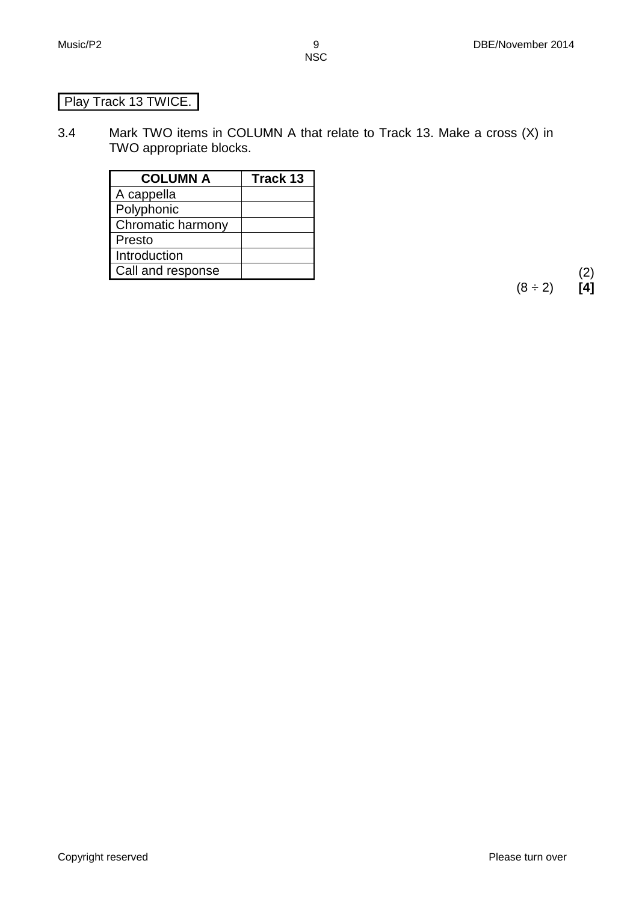Play Track 13 TWICE.

3.4 Mark TWO items in COLUMN A that relate to Track 13. Make a cross (X) in TWO appropriate blocks.

| COLUMN A | Track 13 |
|---|---|
| A cappella | |
| Polyphonic | |
| Chromatic harmony | |
| Presto | |
| Introduction | |
| Call and response | |

(2)

(8 ÷ 2) **[4]**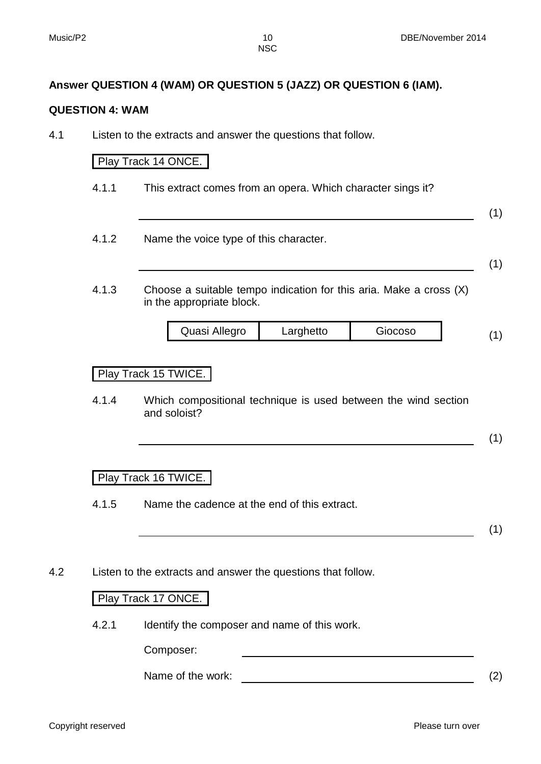**Answer QUESTION 4 (WAM) OR QUESTION 5 (JAZZ) OR QUESTION 6 (IAM).**

**QUESTION 4: WAM**

4.1 Listen to the extracts and answer the questions that follow.

Play Track 14 ONCE.

4.1.1 This extract comes from an opera. Which character sings it?

______________________________________________ (1)

4.1.2 Name the voice type of this character.

______________________________________________ (1)

4.1.3 Choose a suitable tempo indication for this aria. Make a cross (X) in the appropriate block.

| Quasi Allegro | Larghetto | Giocoso |
|---|---|---|

(1)

Play Track 15 TWICE.

4.1.4 Which compositional technique is used between the wind section and soloist?

______________________________________________ (1)

Play Track 16 TWICE.

4.1.5 Name the cadence at the end of this extract.

______________________________________________ (1)

4.2 Listen to the extracts and answer the questions that follow.

Play Track 17 ONCE.

4.2.1 Identify the composer and name of this work.

Composer: ______________________________

Name of the work: ______________________________ (2)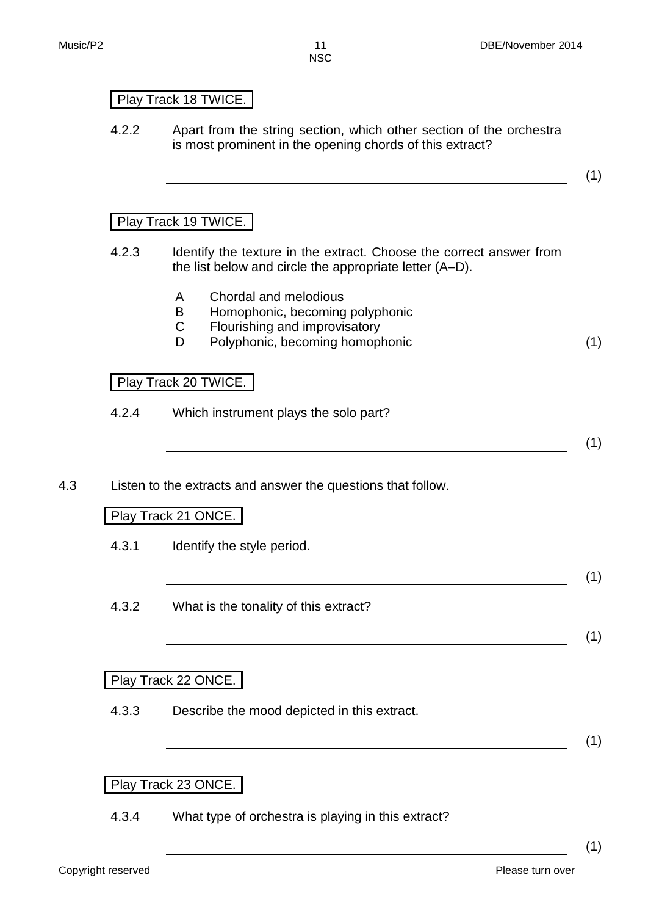Play Track 18 TWICE.

4.2.2 Apart from the string section, which other section of the orchestra is most prominent in the opening chords of this extract?

\_\_\_\_\_\_\_\_\_\_\_\_\_\_\_\_\_\_\_\_\_\_\_\_\_\_\_\_\_\_\_\_\_\_\_\_\_\_\_\_ (1)

Play Track 19 TWICE.

4.2.3 Identify the texture in the extract. Choose the correct answer from the list below and circle the appropriate letter (A–D).

- A Chordal and melodious
- B Homophonic, becoming polyphonic
- C Flourishing and improvisatory
- D Polyphonic, becoming homophonic (1)

Play Track 20 TWICE.

4.2.4 Which instrument plays the solo part?

\_\_\_\_\_\_\_\_\_\_\_\_\_\_\_\_\_\_\_\_\_\_\_\_\_\_\_\_\_\_\_\_\_\_\_\_\_\_\_\_ (1)

4.3 Listen to the extracts and answer the questions that follow.

Play Track 21 ONCE.

4.3.1 Identify the style period.

\_\_\_\_\_\_\_\_\_\_\_\_\_\_\_\_\_\_\_\_\_\_\_\_\_\_\_\_\_\_\_\_\_\_\_\_\_\_\_\_ (1)

4.3.2 What is the tonality of this extract?

\_\_\_\_\_\_\_\_\_\_\_\_\_\_\_\_\_\_\_\_\_\_\_\_\_\_\_\_\_\_\_\_\_\_\_\_\_\_\_\_ (1)

Play Track 22 ONCE.

4.3.3 Describe the mood depicted in this extract.

\_\_\_\_\_\_\_\_\_\_\_\_\_\_\_\_\_\_\_\_\_\_\_\_\_\_\_\_\_\_\_\_\_\_\_\_\_\_\_\_ (1)

Play Track 23 ONCE.

4.3.4 What type of orchestra is playing in this extract?

\_\_\_\_\_\_\_\_\_\_\_\_\_\_\_\_\_\_\_\_\_\_\_\_\_\_\_\_\_\_\_\_\_\_\_\_\_\_\_\_ (1)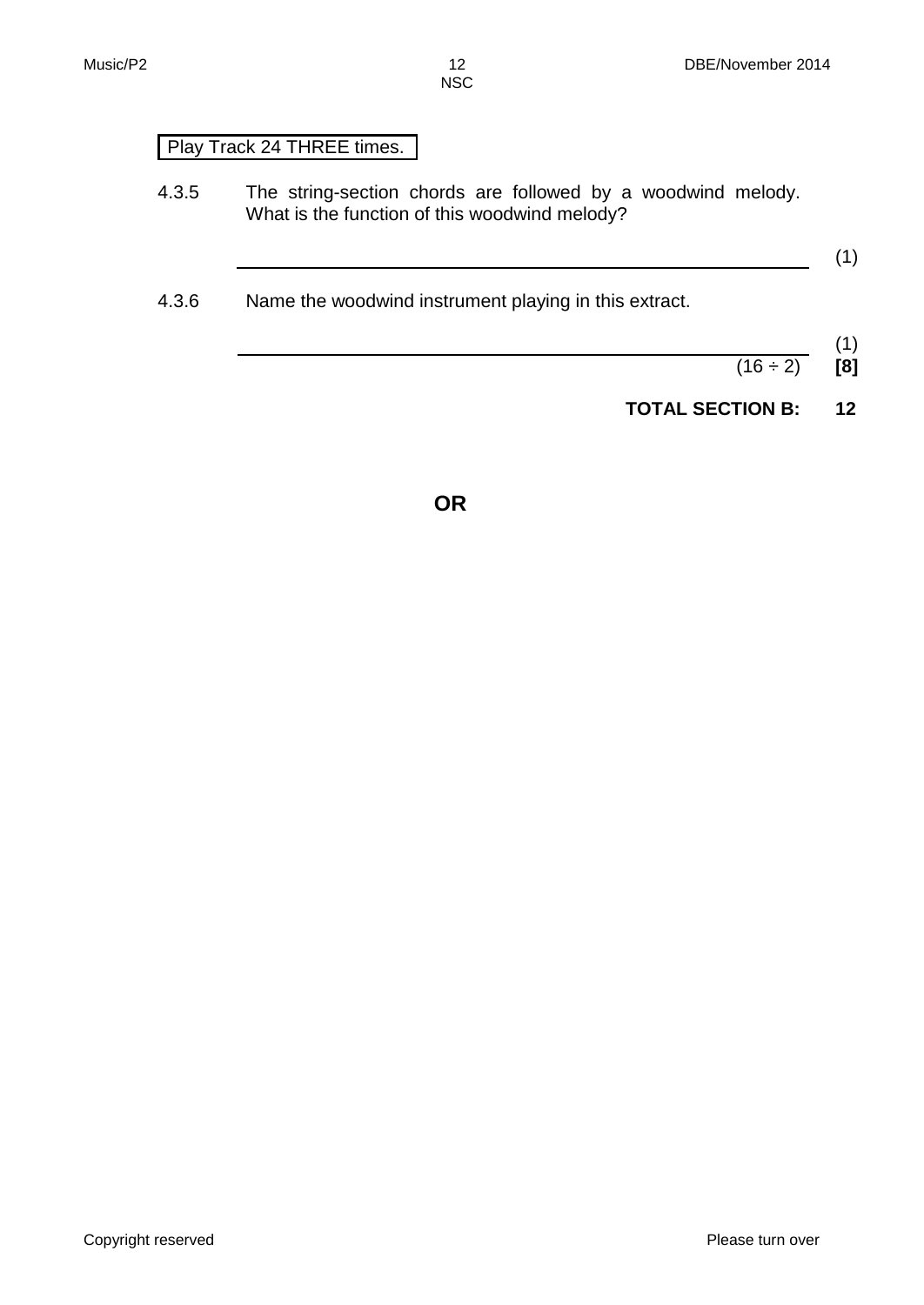Play Track 24 THREE times.

4.3.5 The string-section chords are followed by a woodwind melody. What is the function of this woodwind melody?

\_\_\_\_\_\_\_\_\_\_\_\_\_\_\_\_\_\_\_\_\_\_\_\_\_\_\_\_\_\_\_\_\_\_\_\_\_\_\_\_\_\_\_\_\_\_\_\_\_\_\_\_\_\_\_\_ (1)

4.3.6 Name the woodwind instrument playing in this extract.

\_\_\_\_\_\_\_\_\_\_\_\_\_\_\_\_\_\_\_\_\_\_\_\_\_\_\_\_\_\_\_\_\_\_\_\_\_\_\_\_\_\_\_\_\_\_\_\_\_\_\_\_\_\_\_\_ (1)

(16 ÷ 2) **[8]**

**TOTAL SECTION B: 12**

**OR**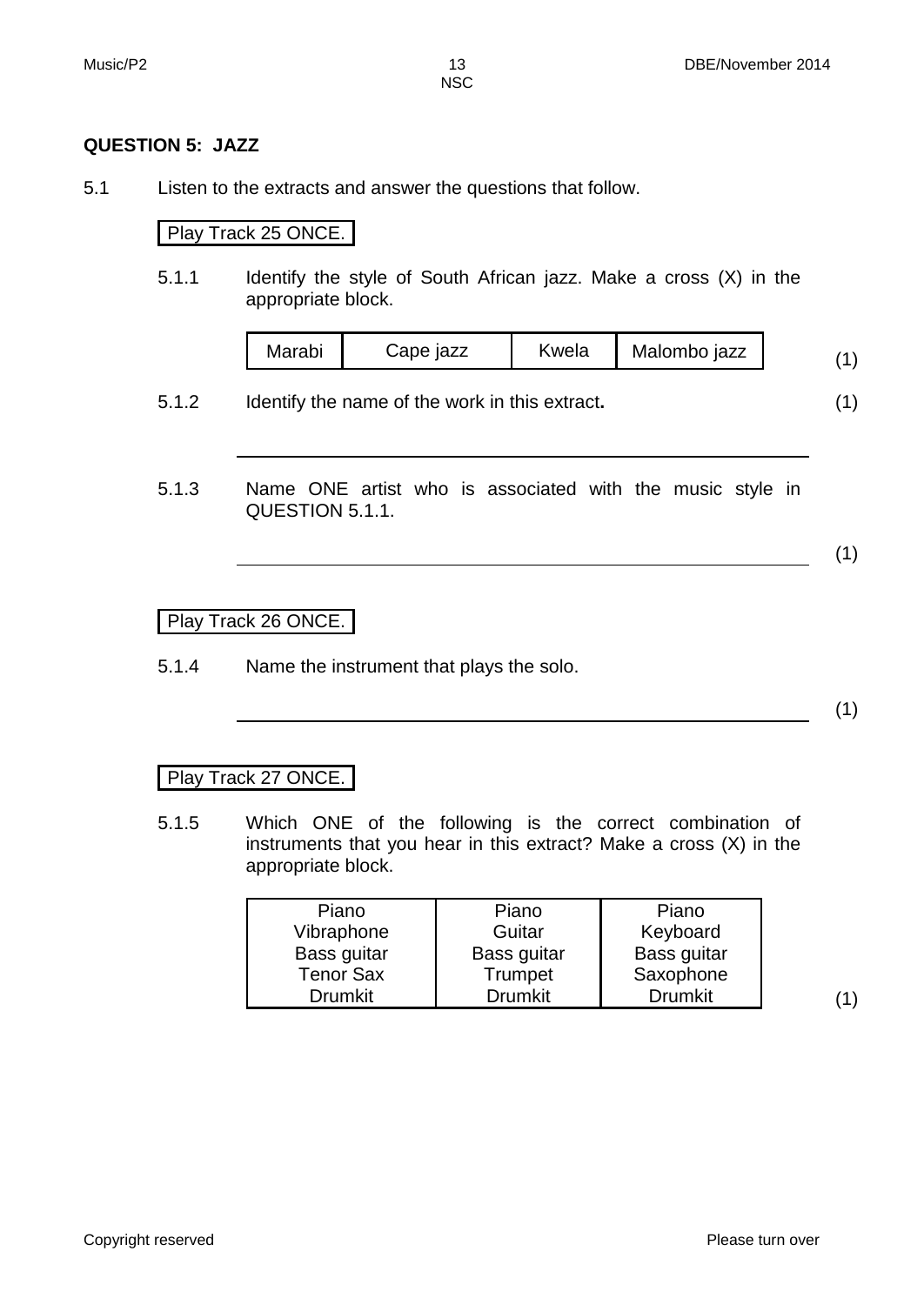## QUESTION 5: JAZZ

5.1 Listen to the extracts and answer the questions that follow.

Play Track 25 ONCE.

5.1.1 Identify the style of South African jazz. Make a cross (X) in the appropriate block. (1)

| Marabi | Cape jazz | Kwela | Malombo jazz |
|---|---|---|---|

5.1.2 Identify the name of the work in this extract. (1)

\_\_\_\_\_\_\_\_\_\_\_\_\_\_\_\_\_\_\_\_\_\_\_\_\_\_\_\_\_\_\_\_\_\_\_\_\_\_\_\_

5.1.3 Name ONE artist who is associated with the music style in QUESTION 5.1.1. (1)

\_\_\_\_\_\_\_\_\_\_\_\_\_\_\_\_\_\_\_\_\_\_\_\_\_\_\_\_\_\_\_\_\_\_\_\_\_\_\_\_

Play Track 26 ONCE.

5.1.4 Name the instrument that plays the solo. (1)

\_\_\_\_\_\_\_\_\_\_\_\_\_\_\_\_\_\_\_\_\_\_\_\_\_\_\_\_\_\_\_\_\_\_\_\_\_\_\_\_

Play Track 27 ONCE.

5.1.5 Which ONE of the following is the correct combination of instruments that you hear in this extract? Make a cross (X) in the appropriate block. (1)

| Piano<br>Vibraphone<br>Bass guitar<br>Tenor Sax<br>Drumkit | Piano<br>Guitar<br>Bass guitar<br>Trumpet<br>Drumkit | Piano<br>Keyboard<br>Bass guitar<br>Saxophone<br>Drumkit |
|---|---|---|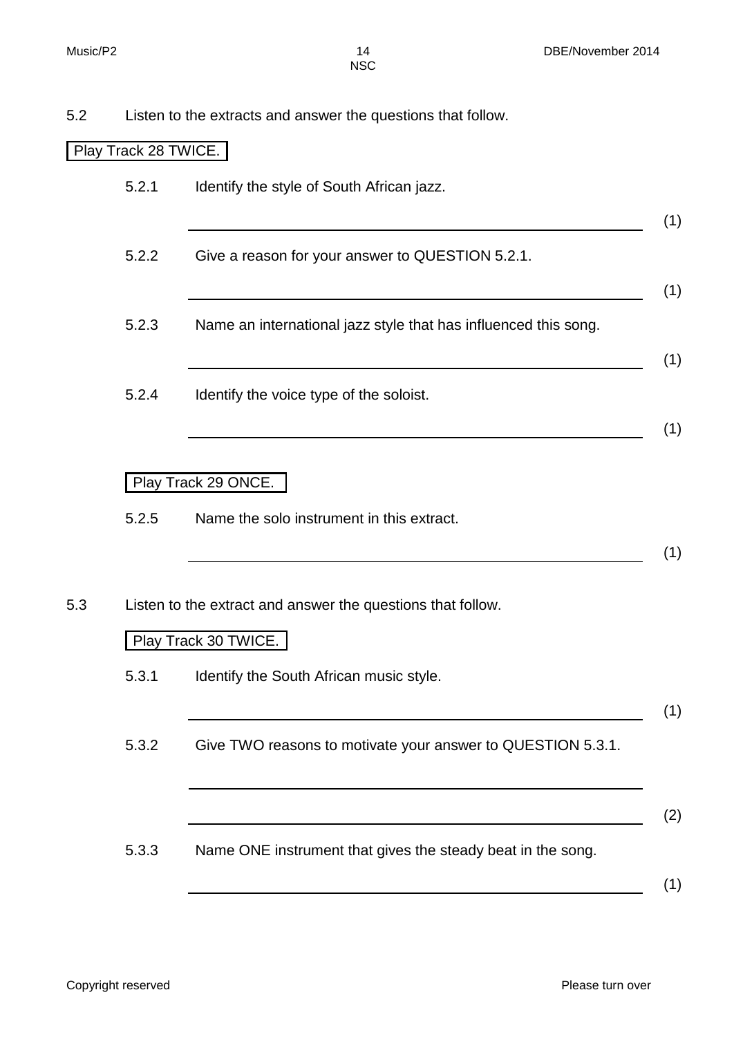5.2 Listen to the extracts and answer the questions that follow.

Play Track 28 TWICE.

5.2.1 Identify the style of South African jazz.

\_\_\_\_\_\_\_\_\_\_\_\_\_\_\_\_\_\_\_\_\_\_\_\_\_\_\_\_\_\_\_\_\_\_\_\_\_\_\_\_\_\_\_\_ (1)

5.2.2 Give a reason for your answer to QUESTION 5.2.1.

\_\_\_\_\_\_\_\_\_\_\_\_\_\_\_\_\_\_\_\_\_\_\_\_\_\_\_\_\_\_\_\_\_\_\_\_\_\_\_\_\_\_\_\_ (1)

5.2.3 Name an international jazz style that has influenced this song.

\_\_\_\_\_\_\_\_\_\_\_\_\_\_\_\_\_\_\_\_\_\_\_\_\_\_\_\_\_\_\_\_\_\_\_\_\_\_\_\_\_\_\_\_ (1)

5.2.4 Identify the voice type of the soloist.

\_\_\_\_\_\_\_\_\_\_\_\_\_\_\_\_\_\_\_\_\_\_\_\_\_\_\_\_\_\_\_\_\_\_\_\_\_\_\_\_\_\_\_\_ (1)

Play Track 29 ONCE.

5.2.5 Name the solo instrument in this extract.

\_\_\_\_\_\_\_\_\_\_\_\_\_\_\_\_\_\_\_\_\_\_\_\_\_\_\_\_\_\_\_\_\_\_\_\_\_\_\_\_\_\_\_\_ (1)

5.3 Listen to the extract and answer the questions that follow.

Play Track 30 TWICE.

5.3.1 Identify the South African music style.

\_\_\_\_\_\_\_\_\_\_\_\_\_\_\_\_\_\_\_\_\_\_\_\_\_\_\_\_\_\_\_\_\_\_\_\_\_\_\_\_\_\_\_\_ (1)

5.3.2 Give TWO reasons to motivate your answer to QUESTION 5.3.1.

\_\_\_\_\_\_\_\_\_\_\_\_\_\_\_\_\_\_\_\_\_\_\_\_\_\_\_\_\_\_\_\_\_\_\_\_\_\_\_\_\_\_\_\_

\_\_\_\_\_\_\_\_\_\_\_\_\_\_\_\_\_\_\_\_\_\_\_\_\_\_\_\_\_\_\_\_\_\_\_\_\_\_\_\_\_\_\_\_ (2)

5.3.3 Name ONE instrument that gives the steady beat in the song.

\_\_\_\_\_\_\_\_\_\_\_\_\_\_\_\_\_\_\_\_\_\_\_\_\_\_\_\_\_\_\_\_\_\_\_\_\_\_\_\_\_\_\_\_ (1)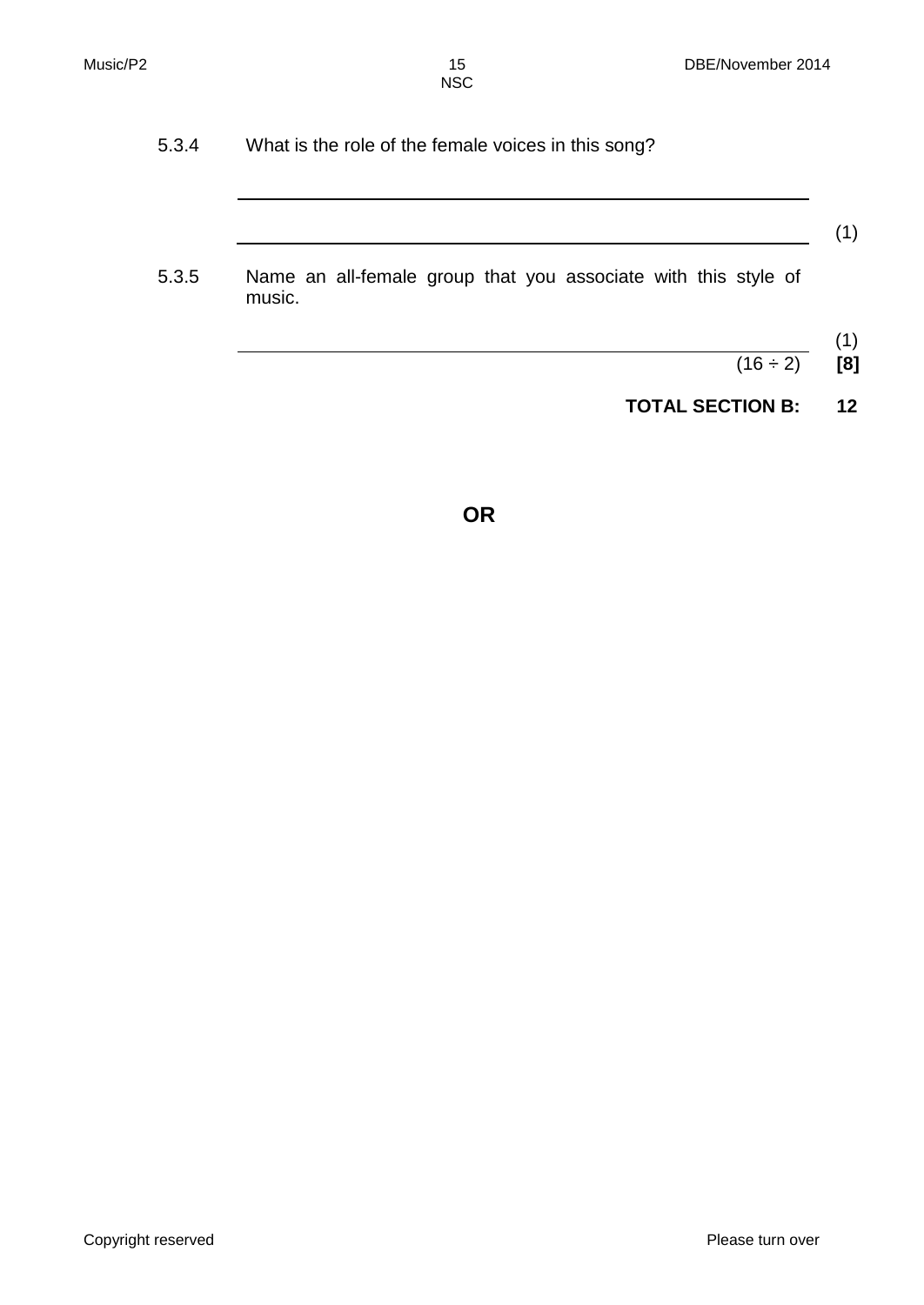5.3.4 What is the role of the female voices in this song?

\_\_\_\_\_\_\_\_\_\_\_\_\_\_\_\_\_\_\_\_\_\_\_\_\_\_\_\_\_\_\_\_\_\_\_\_\_\_\_\_\_\_\_\_\_\_\_\_\_\_\_\_\_\_\_\_

\_\_\_\_\_\_\_\_\_\_\_\_\_\_\_\_\_\_\_\_\_\_\_\_\_\_\_\_\_\_\_\_\_\_\_\_\_\_\_\_\_\_\_\_\_\_\_\_\_\_\_\_\_\_\_\_ (1)

5.3.5 Name an all-female group that you associate with this style of music.

\_\_\_\_\_\_\_\_\_\_\_\_\_\_\_\_\_\_\_\_\_\_\_\_\_\_\_\_\_\_\_\_\_\_\_\_\_\_\_\_\_\_\_\_\_\_\_\_\_\_\_\_\_\_\_\_ (1)

(16 ÷ 2) **[8]**

**TOTAL SECTION B: 12**

**OR**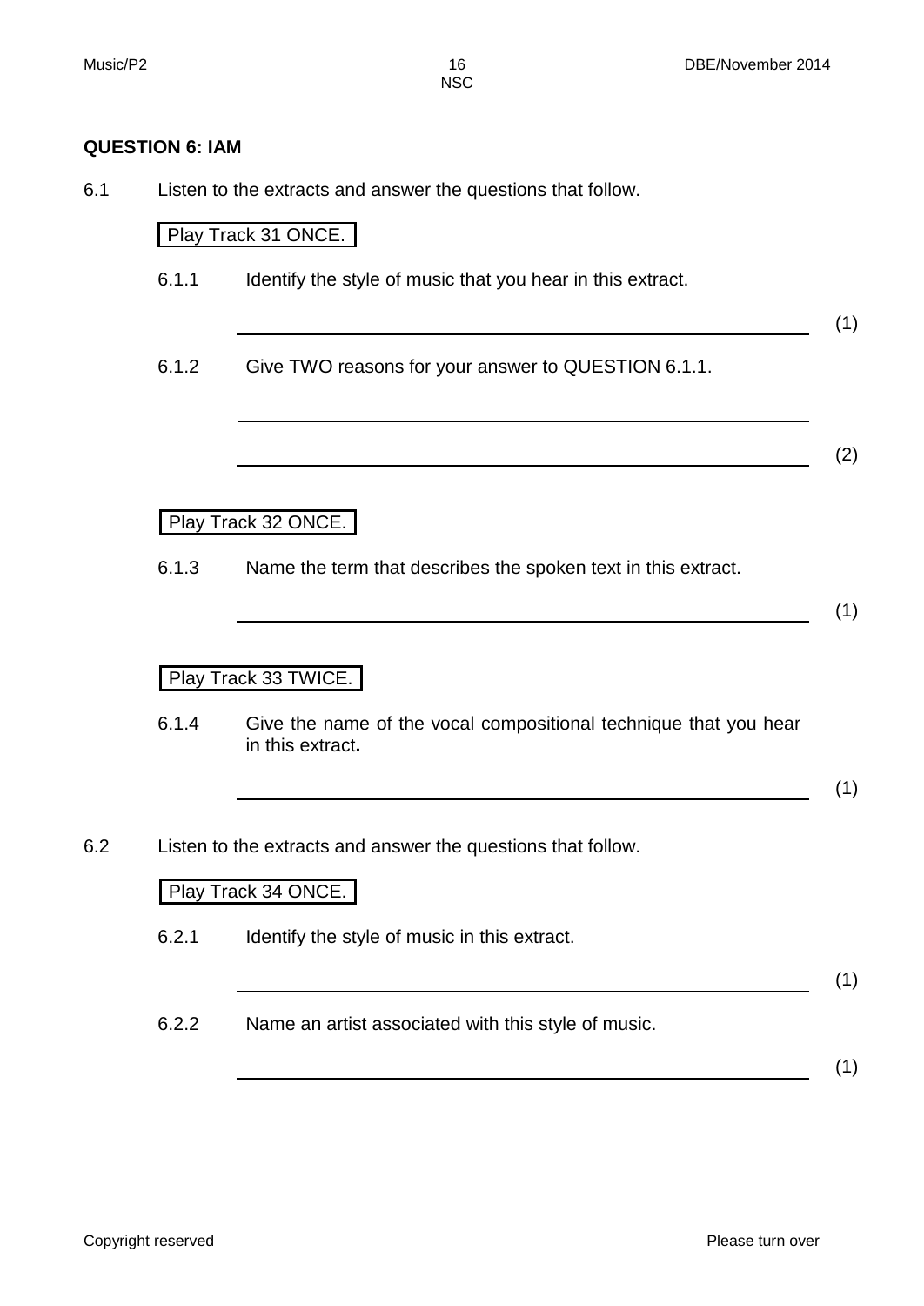**QUESTION 6: IAM**

6.1 Listen to the extracts and answer the questions that follow.

Play Track 31 ONCE.

6.1.1 Identify the style of music that you hear in this extract.

\_\_\_\_\_\_\_\_\_\_\_\_\_\_\_\_\_\_\_\_\_\_\_\_\_\_\_\_\_\_\_\_\_\_\_\_\_\_\_\_ (1)

6.1.2 Give TWO reasons for your answer to QUESTION 6.1.1.

\_\_\_\_\_\_\_\_\_\_\_\_\_\_\_\_\_\_\_\_\_\_\_\_\_\_\_\_\_\_\_\_\_\_\_\_\_\_\_\_

\_\_\_\_\_\_\_\_\_\_\_\_\_\_\_\_\_\_\_\_\_\_\_\_\_\_\_\_\_\_\_\_\_\_\_\_\_\_\_\_ (2)

Play Track 32 ONCE.

6.1.3 Name the term that describes the spoken text in this extract.

\_\_\_\_\_\_\_\_\_\_\_\_\_\_\_\_\_\_\_\_\_\_\_\_\_\_\_\_\_\_\_\_\_\_\_\_\_\_\_\_ (1)

Play Track 33 TWICE.

6.1.4 Give the name of the vocal compositional technique that you hear in this extract**.**

\_\_\_\_\_\_\_\_\_\_\_\_\_\_\_\_\_\_\_\_\_\_\_\_\_\_\_\_\_\_\_\_\_\_\_\_\_\_\_\_ (1)

6.2 Listen to the extracts and answer the questions that follow.

Play Track 34 ONCE.

6.2.1 Identify the style of music in this extract.

\_\_\_\_\_\_\_\_\_\_\_\_\_\_\_\_\_\_\_\_\_\_\_\_\_\_\_\_\_\_\_\_\_\_\_\_\_\_\_\_ (1)

6.2.2 Name an artist associated with this style of music.

\_\_\_\_\_\_\_\_\_\_\_\_\_\_\_\_\_\_\_\_\_\_\_\_\_\_\_\_\_\_\_\_\_\_\_\_\_\_\_\_ (1)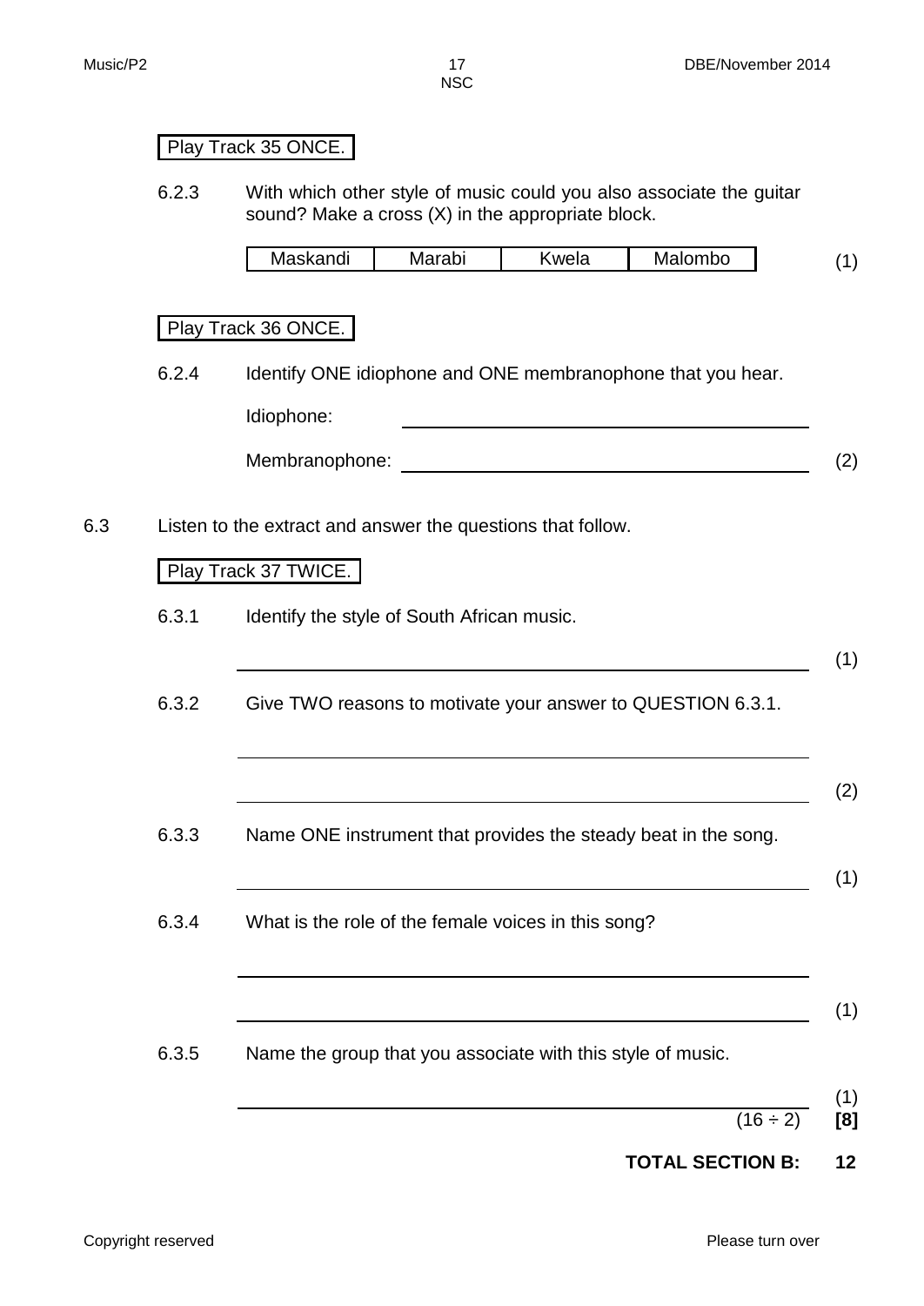Play Track 35 ONCE.

6.2.3 With which other style of music could you also associate the guitar sound? Make a cross (X) in the appropriate block.

| Maskandi | Marabi | Kwela | Malombo |
|---|---|---|---|

(1)

Play Track 36 ONCE.

6.2.4 Identify ONE idiophone and ONE membranophone that you hear.

Idiophone: \_\_\_\_\_\_\_\_\_\_\_\_\_\_\_\_\_\_\_\_

Membranophone: \_\_\_\_\_\_\_\_\_\_\_\_\_\_\_\_\_\_\_\_ (2)

6.3 Listen to the extract and answer the questions that follow.

Play Track 37 TWICE.

6.3.1 Identify the style of South African music.

\_\_\_\_\_\_\_\_\_\_\_\_\_\_\_\_\_\_\_\_ (1)

6.3.2 Give TWO reasons to motivate your answer to QUESTION 6.3.1.

\_\_\_\_\_\_\_\_\_\_\_\_\_\_\_\_\_\_\_\_

\_\_\_\_\_\_\_\_\_\_\_\_\_\_\_\_\_\_\_\_ (2)

6.3.3 Name ONE instrument that provides the steady beat in the song.

\_\_\_\_\_\_\_\_\_\_\_\_\_\_\_\_\_\_\_\_ (1)

6.3.4 What is the role of the female voices in this song?

\_\_\_\_\_\_\_\_\_\_\_\_\_\_\_\_\_\_\_\_

\_\_\_\_\_\_\_\_\_\_\_\_\_\_\_\_\_\_\_\_ (1)

6.3.5 Name the group that you associate with this style of music.

\_\_\_\_\_\_\_\_\_\_\_\_\_\_\_\_\_\_\_\_ (1)

(16 ÷ 2) **[8]**

**TOTAL SECTION B: 12**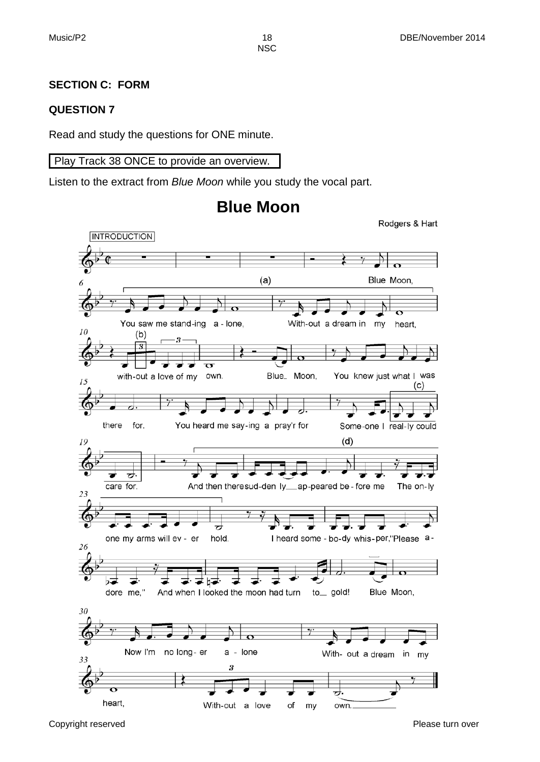**SECTION C: FORM**

**QUESTION 7**

Read and study the questions for ONE minute.

Play Track 38 ONCE to provide an overview.

Listen to the extract from *Blue Moon* while you study the vocal part.

# Blue Moon

Rodgers & Hart

INTRODUCTION

(a) Blue Moon,

You saw me stand-ing a - lone, With-out a dream in my heart,

(b)

with-out a love of my own. Blue Moon, You knew just what I was

(c)

there for. You heard me say-ing a pray'r for Some-one I real-ly could

(d)

care for. And then there sud-den ly ap-peared be - fore me The on-ly

one my arms will ev - er hold. I heard some - bo-dy whis-per, "Please a-

dore me," And when I looked the moon had turn to gold! Blue Moon,

Now I'm no long - er a - lone With- out a dream in my

heart, With-out a love of my own.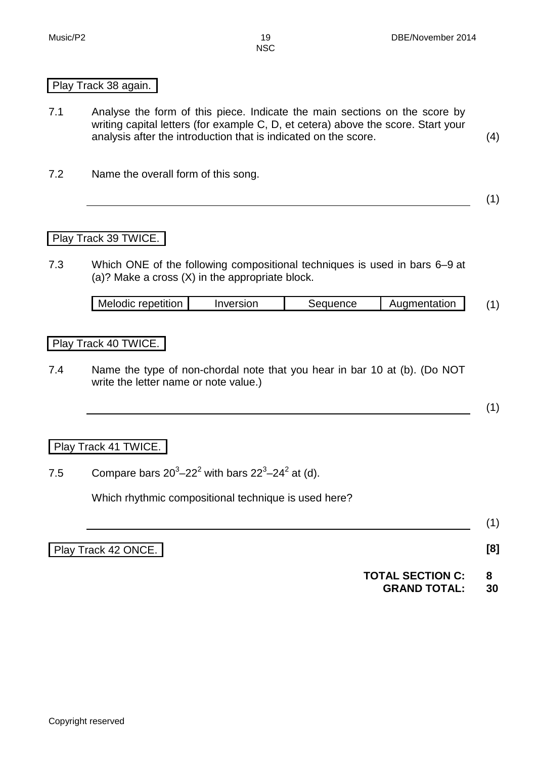Play Track 38 again.

7.1 Analyse the form of this piece. Indicate the main sections on the score by writing capital letters (for example C, D, et cetera) above the score. Start your analysis after the introduction that is indicated on the score. (4)

7.2 Name the overall form of this song.

\_\_\_\_\_\_\_\_\_\_\_\_\_\_\_\_\_\_\_\_\_\_\_\_\_\_\_\_\_\_\_\_\_\_\_\_\_\_\_\_\_\_\_\_ (1)

Play Track 39 TWICE.

7.3 Which ONE of the following compositional techniques is used in bars 6–9 at (a)? Make a cross (X) in the appropriate block.

| Melodic repetition | Inversion | Sequence | Augmentation |
|---|---|---|---|

(1)

Play Track 40 TWICE.

7.4 Name the type of non-chordal note that you hear in bar 10 at (b). (Do NOT write the letter name or note value.)

\_\_\_\_\_\_\_\_\_\_\_\_\_\_\_\_\_\_\_\_\_\_\_\_\_\_\_\_\_\_\_\_\_\_\_\_\_\_\_\_\_\_\_\_ (1)

Play Track 41 TWICE.

7.5 Compare bars $20^3$–$22^2$ with bars $22^3$–$24^2$ at (d).

Which rhythmic compositional technique is used here?

\_\_\_\_\_\_\_\_\_\_\_\_\_\_\_\_\_\_\_\_\_\_\_\_\_\_\_\_\_\_\_\_\_\_\_\_\_\_\_\_\_\_\_\_ (1)

Play Track 42 ONCE. **[8]**

**TOTAL SECTION C: 8**
**GRAND TOTAL: 30**